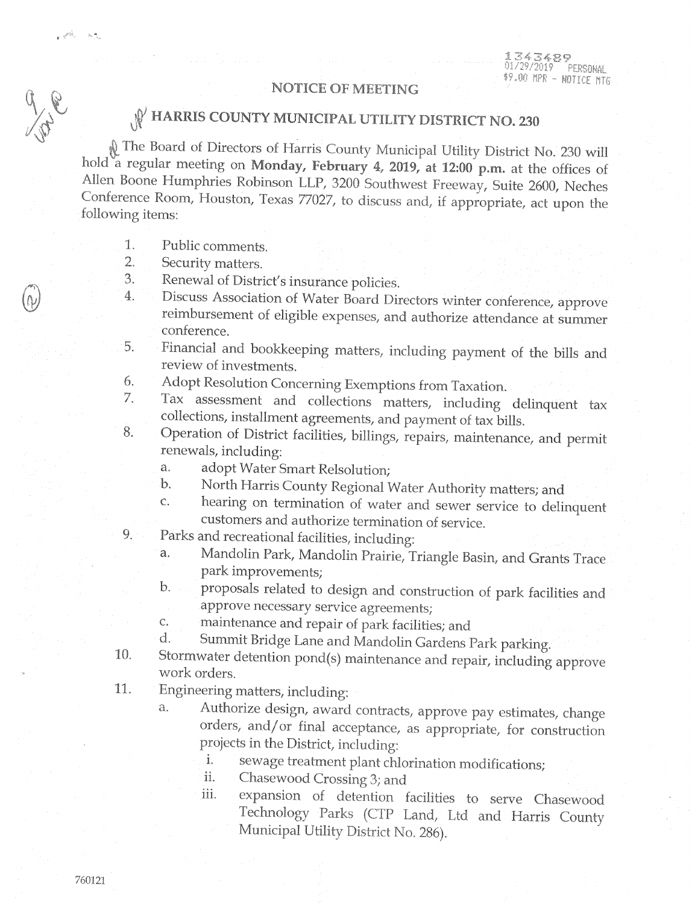1343489
01/29/2019 PERSONAL
$9.00 MPR - NOTICE MTG

# NOTICE OF MEETING

## HARRIS COUNTY MUNICIPAL UTILITY DISTRICT NO. 230

The Board of Directors of Harris County Municipal Utility District No. 230 will hold a regular meeting on **Monday, February 4, 2019, at 12:00 p.m.** at the offices of Allen Boone Humphries Robinson LLP, 3200 Southwest Freeway, Suite 2600, Neches Conference Room, Houston, Texas 77027, to discuss and, if appropriate, act upon the following items:

1. Public comments.
2. Security matters.
3. Renewal of District's insurance policies.
4. Discuss Association of Water Board Directors winter conference, approve reimbursement of eligible expenses, and authorize attendance at summer conference.
5. Financial and bookkeeping matters, including payment of the bills and review of investments.
6. Adopt Resolution Concerning Exemptions from Taxation.
7. Tax assessment and collections matters, including delinquent tax collections, installment agreements, and payment of tax bills.
8. Operation of District facilities, billings, repairs, maintenance, and permit renewals, including:
   a. adopt Water Smart Relsolution;
   b. North Harris County Regional Water Authority matters; and
   c. hearing on termination of water and sewer service to delinquent customers and authorize termination of service.
9. Parks and recreational facilities, including:
   a. Mandolin Park, Mandolin Prairie, Triangle Basin, and Grants Trace park improvements;
   b. proposals related to design and construction of park facilities and approve necessary service agreements;
   c. maintenance and repair of park facilities; and
   d. Summit Bridge Lane and Mandolin Gardens Park parking.
10. Stormwater detention pond(s) maintenance and repair, including approve work orders.
11. Engineering matters, including:
    a. Authorize design, award contracts, approve pay estimates, change orders, and/or final acceptance, as appropriate, for construction projects in the District, including:
       i. sewage treatment plant chlorination modifications;
       ii. Chasewood Crossing 3; and
       iii. expansion of detention facilities to serve Chasewood Technology Parks (CTP Land, Ltd and Harris County Municipal Utility District No. 286).

760121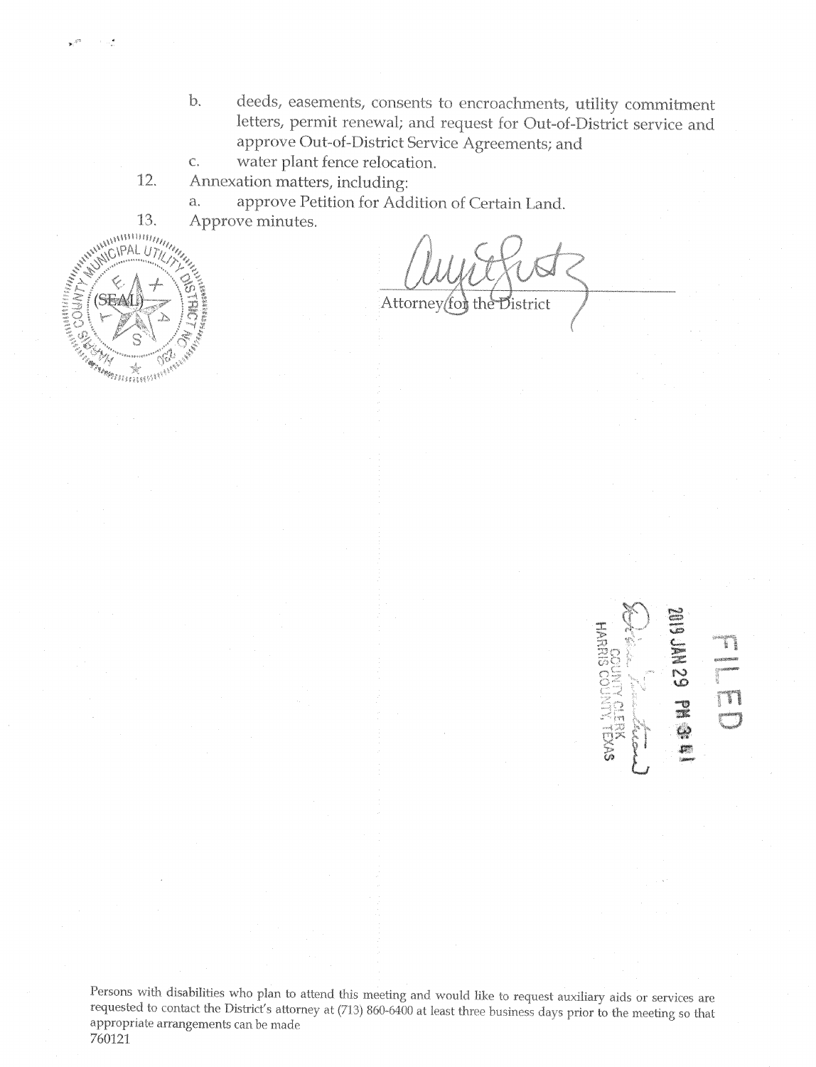b. deeds, easements, consents to encroachments, utility commitment letters, permit renewal; and request for Out-of-District service and approve Out-of-District Service Agreements; and

c. water plant fence relocation.

12. Annexation matters, including:

 a. approve Petition for Addition of Certain Land.

13. Approve minutes.

(SEAL)

HARRIS COUNTY MUNICIPAL UTILITY DISTRICT NO. 230

Attorney for the District

FILED

2019 JAN 29 PM 3:41

COUNTY CLERK
HARRIS COUNTY, TEXAS

Persons with disabilities who plan to attend this meeting and would like to request auxiliary aids or services are requested to contact the District's attorney at (713) 860-6400 at least three business days prior to the meeting so that appropriate arrangements can be made

760121